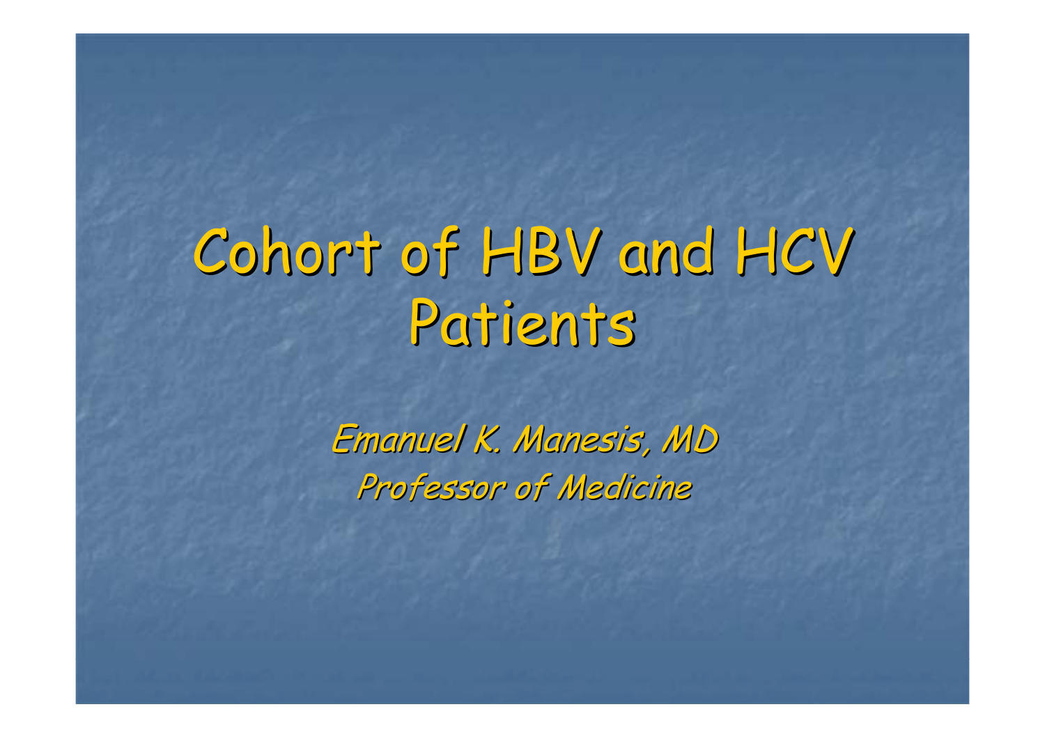# Cohort of HBV and HCV Patients

*Emanuel K. Manesis, MD*

*Professor of Medicine*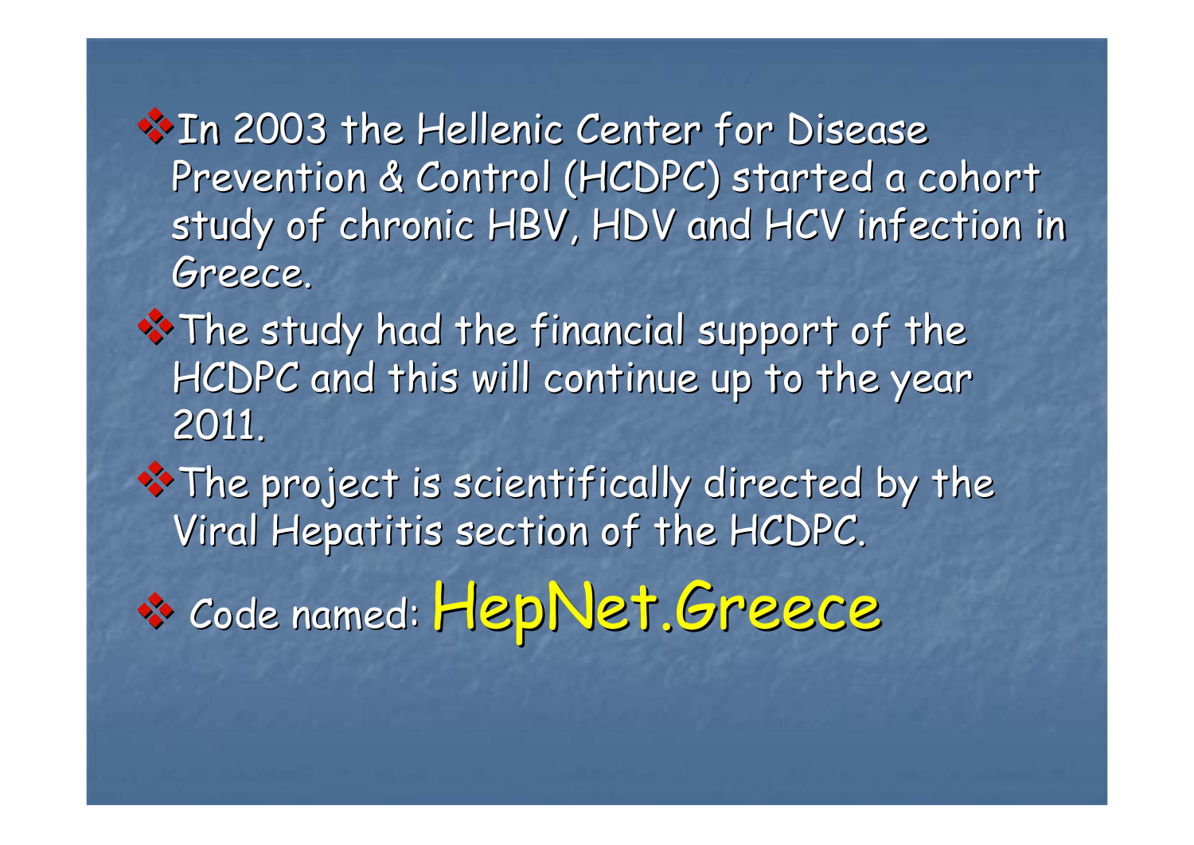- In 2003 the Hellenic Center for Disease Prevention & Control (HCDPC) started a cohort study of chronic HBV, HDV and HCV infection in Greece.
- The study had the financial support of the HCDPC and this will continue up to the year 2011.
- The project is scientifically directed by the Viral Hepatitis section of the HCDPC.
- Code named: **HepNet.Greece**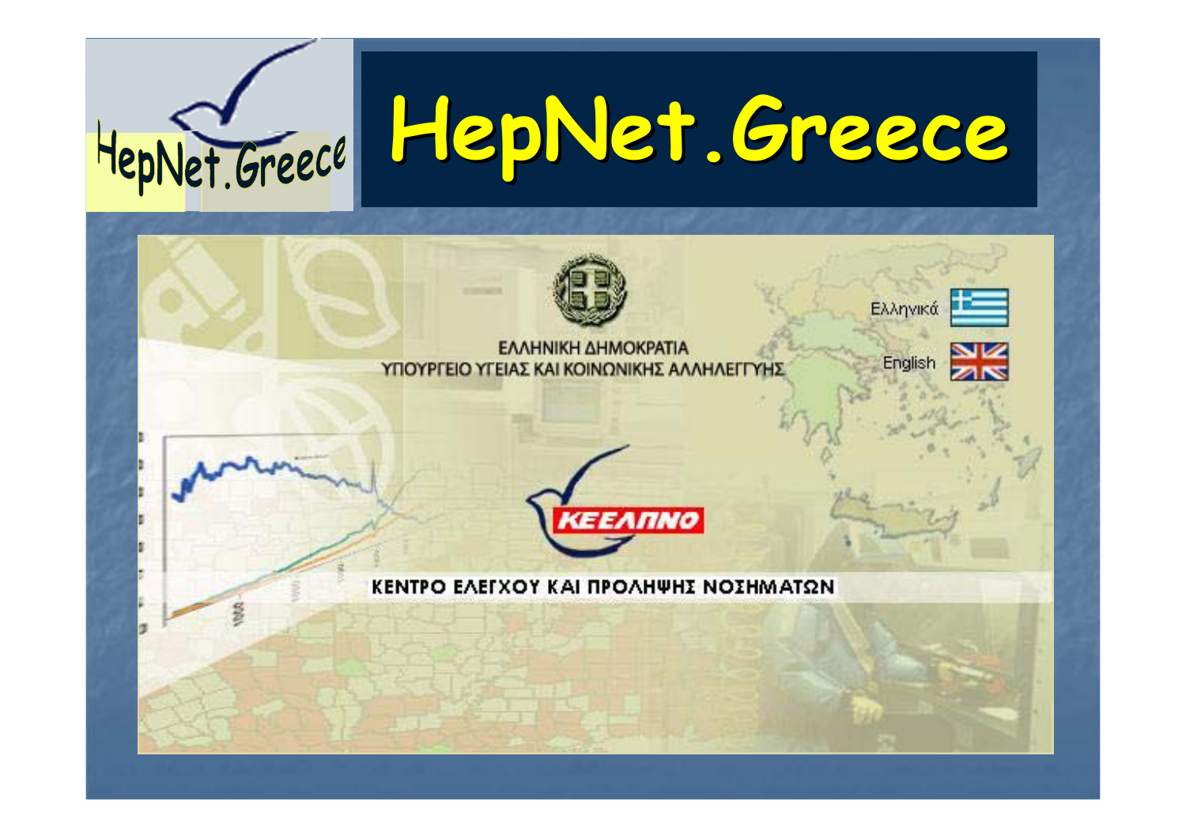# HepNet.Greece

HepNet.Greece

ΕΛΛΗΝΙΚΗ ΔΗΜΟΚΡΑΤΙΑ
ΥΠΟΥΡΓΕΙΟ ΥΓΕΙΑΣ ΚΑΙ ΚΟΙΝΩΝΙΚΗΣ ΑΛΛΗΛΕΓΓΥΗΣ

Ελληνικά

English

ΚΕΕΛΠΝΟ

ΚΕΝΤΡΟ ΕΛΕΓΧΟΥ ΚΑΙ ΠΡΟΛΗΨΗΣ ΝΟΣΗΜΑΤΩΝ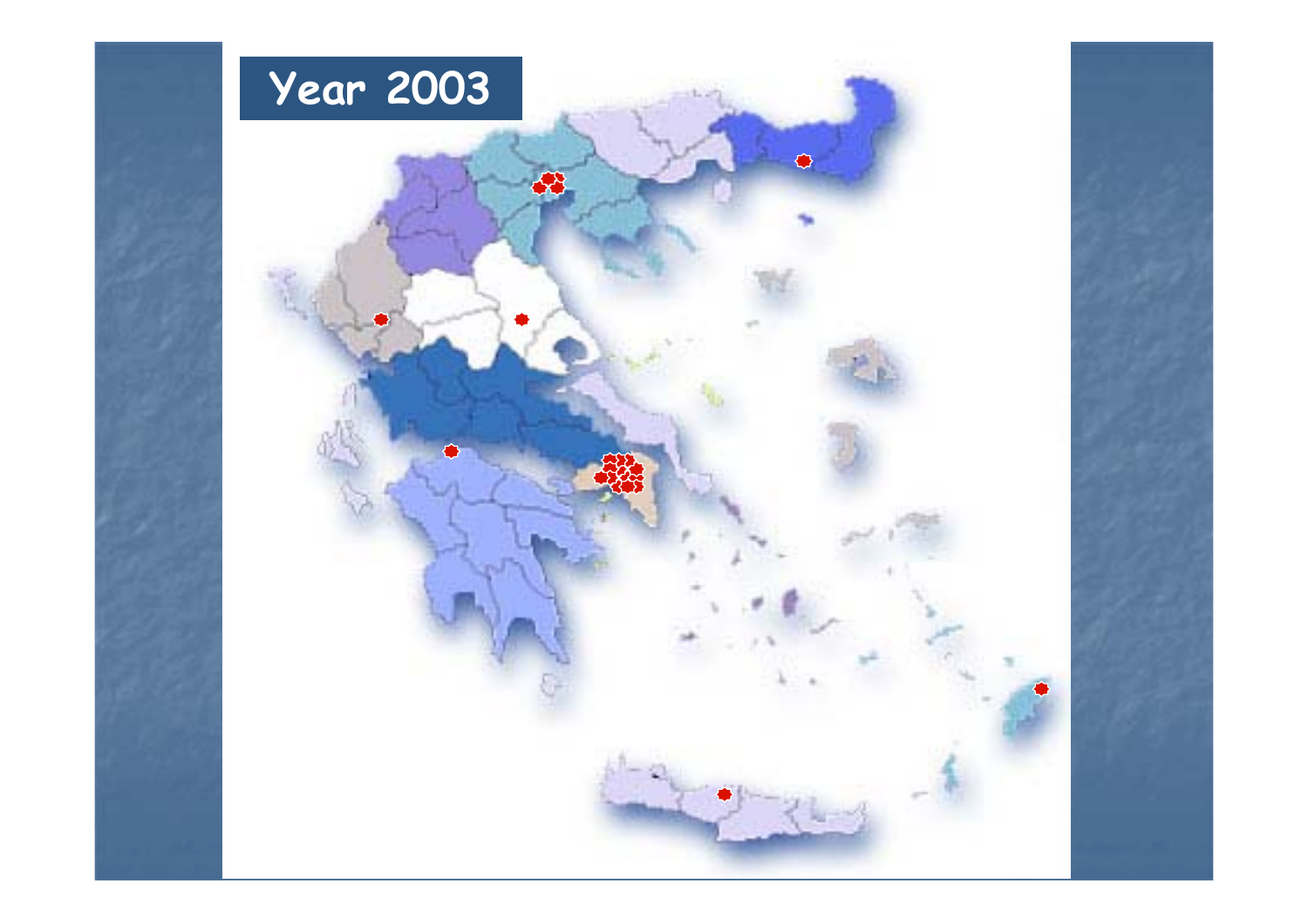# Year 2003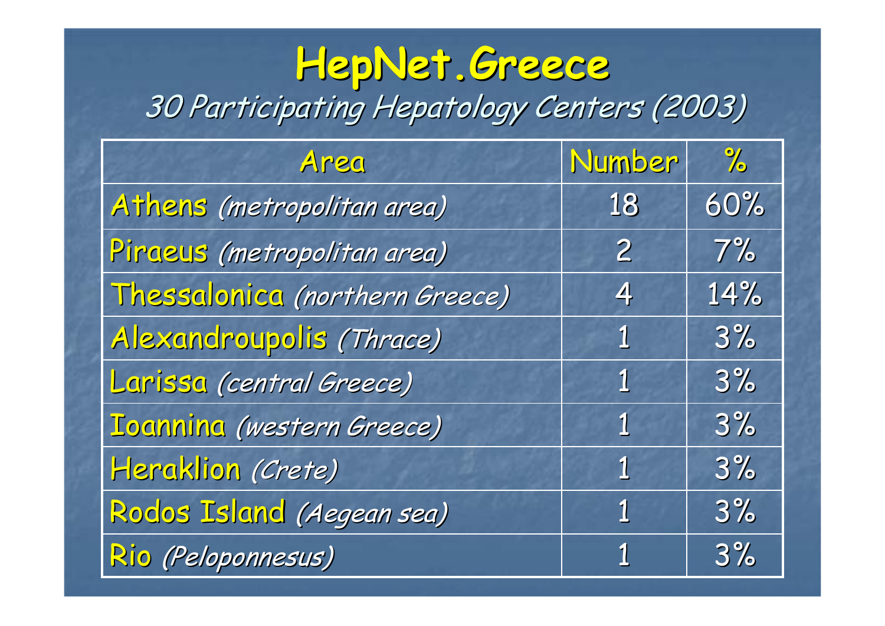# HepNet.Greece

*30 Participating Hepatology Centers (2003)*

| Area | Number | % |
|---|---|---|
| Athens *(metropolitan area)* | 18 | 60% |
| Piraeus *(metropolitan area)* | 2 | 7% |
| Thessalonica *(northern Greece)* | 4 | 14% |
| Alexandroupolis *(Thrace)* | 1 | 3% |
| Larissa *(central Greece)* | 1 | 3% |
| Ioannina *(western Greece)* | 1 | 3% |
| Heraklion *(Crete)* | 1 | 3% |
| Rodos Island *(Aegean sea)* | 1 | 3% |
| Rio *(Peloponnesus)* | 1 | 3% |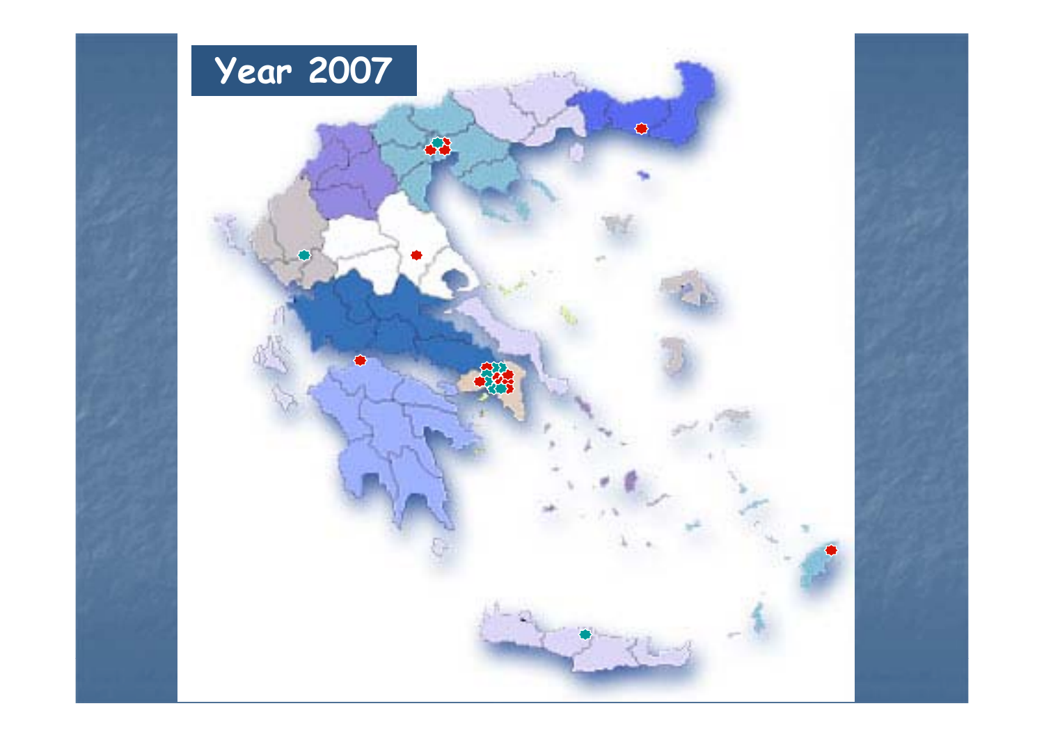# Year 2007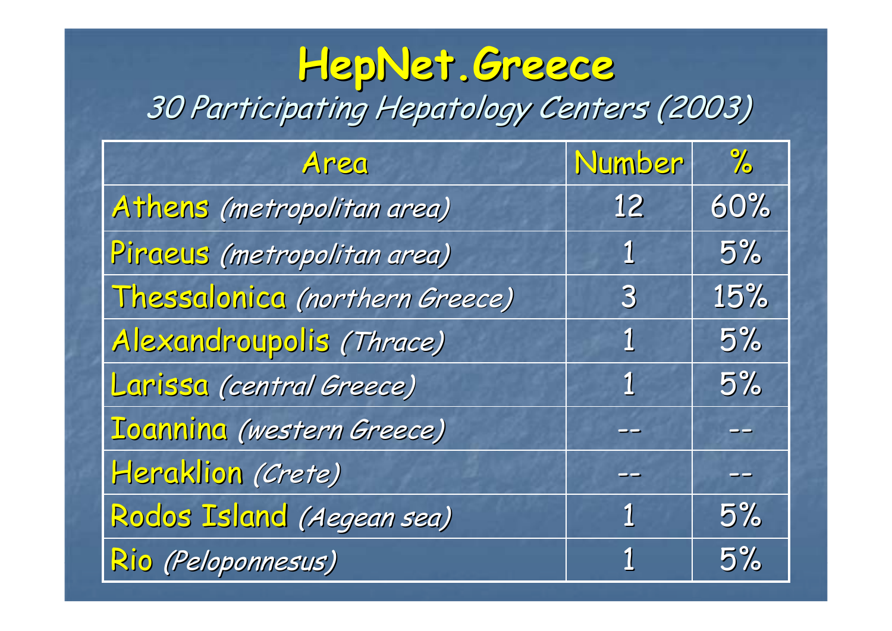# HepNet.Greece

*30 Participating Hepatology Centers (2003)*

| Area | Number | % |
|---|---|---|
| Athens *(metropolitan area)* | 12 | 60% |
| Piraeus *(metropolitan area)* | 1 | 5% |
| Thessalonica *(northern Greece)* | 3 | 15% |
| Alexandroupolis *(Thrace)* | 1 | 5% |
| Larissa *(central Greece)* | 1 | 5% |
| Ioannina *(western Greece)* | -- | -- |
| Heraklion *(Crete)* | -- | -- |
| Rodos Island *(Aegean sea)* | 1 | 5% |
| Rio *(Peloponnesus)* | 1 | 5% |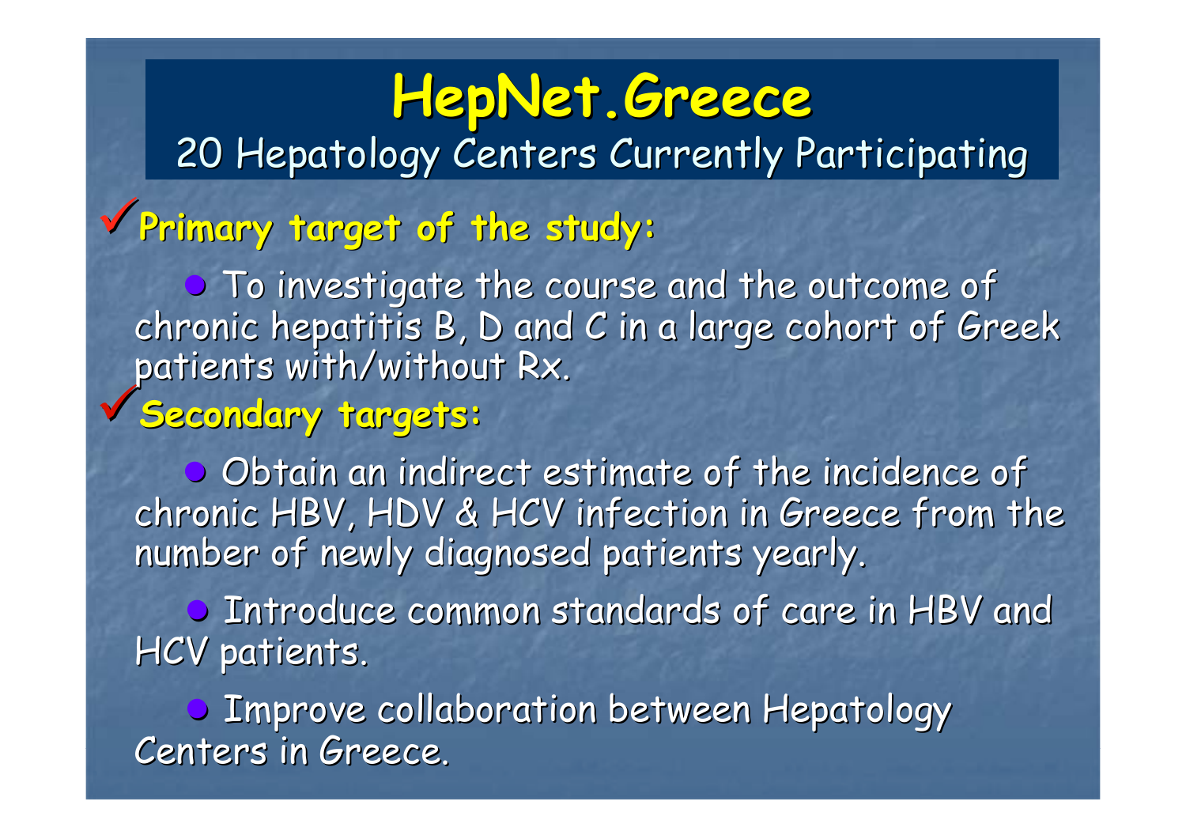# HepNet.Greece

20 Hepatology Centers Currently Participating

- **Primary target of the study:**
  - To investigate the course and the outcome of chronic hepatitis B, D and C in a large cohort of Greek patients with/without Rx.
- **Secondary targets:**
  - Obtain an indirect estimate of the incidence of chronic HBV, HDV & HCV infection in Greece from the number of newly diagnosed patients yearly.
  - Introduce common standards of care in HBV and HCV patients.
  - Improve collaboration between Hepatology Centers in Greece.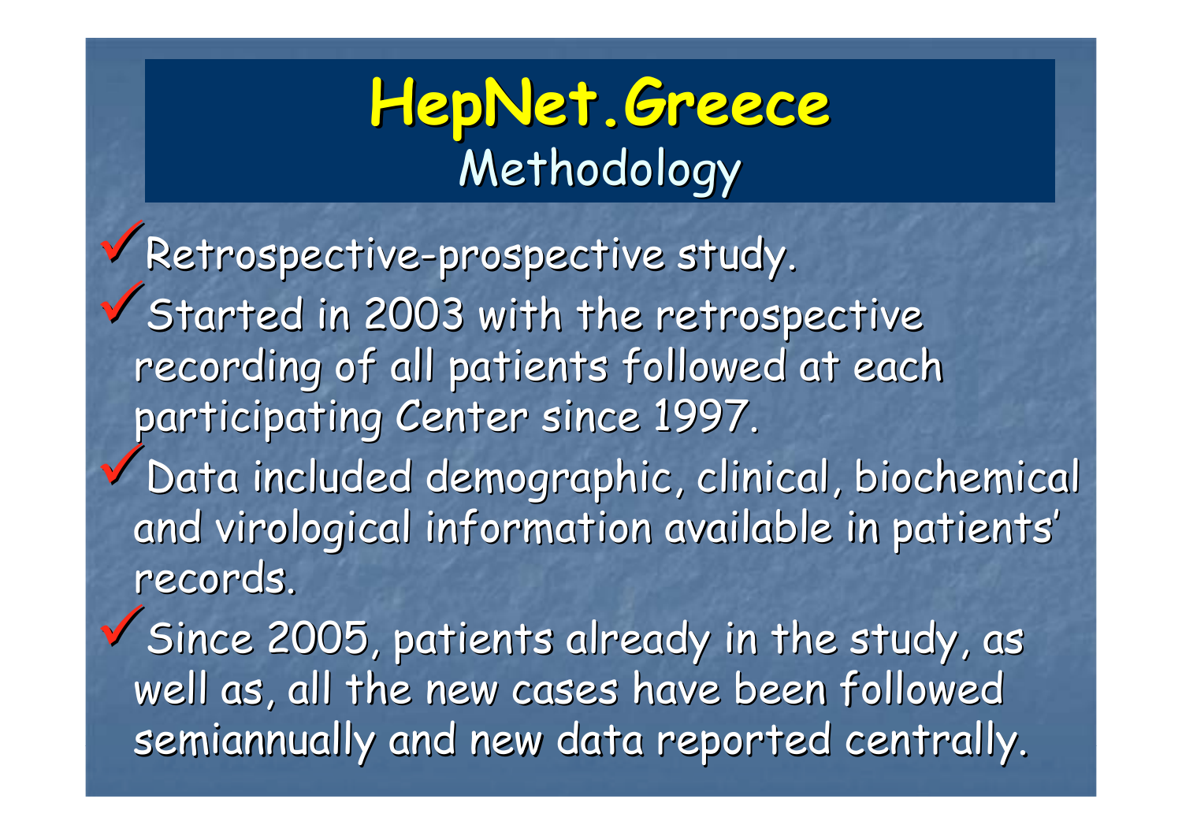# HepNet.Greece

## Methodology

- Retrospective-prospective study.
- Started in 2003 with the retrospective recording of all patients followed at each participating Center since 1997.
- Data included demographic, clinical, biochemical and virological information available in patients' records.
- Since 2005, patients already in the study, as well as, all the new cases have been followed semiannually and new data reported centrally.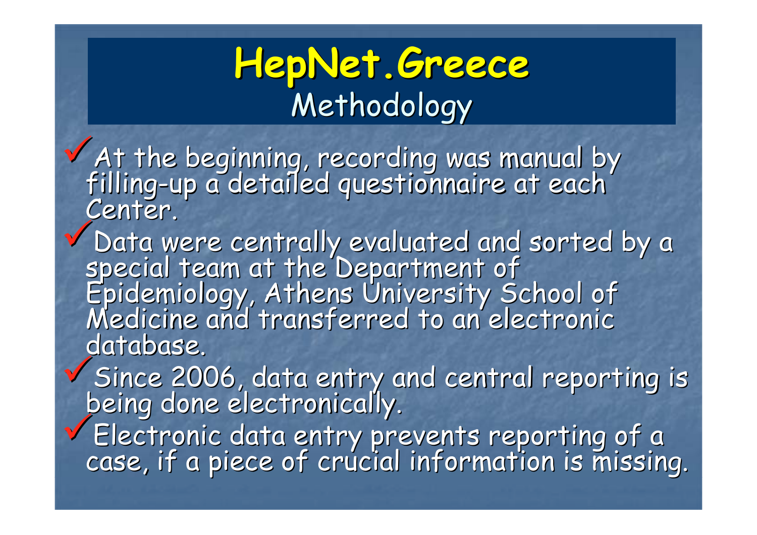# HepNet.Greece

## Methodology

- At the beginning, recording was manual by filling-up a detailed questionnaire at each Center.
- Data were centrally evaluated and sorted by a special team at the Department of Epidemiology, Athens University School of Medicine and transferred to an electronic database.
- Since 2006, data entry and central reporting is being done electronically.
- Electronic data entry prevents reporting of a case, if a piece of crucial information is missing.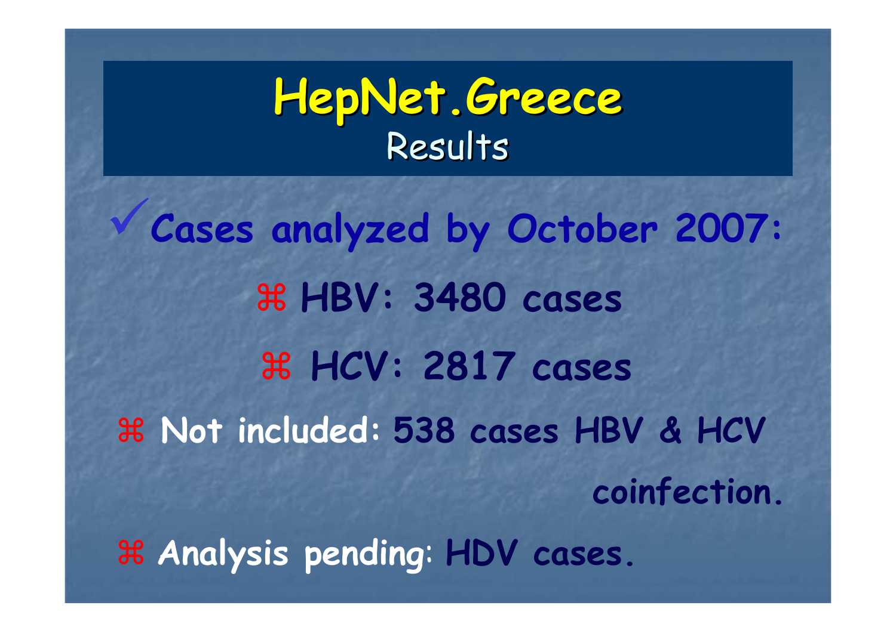# HepNet.Greece

## Results

✓ **Cases analyzed by October 2007:**

- **HBV: 3480 cases**
- **HCV: 2817 cases**
- **Not included: 538 cases HBV & HCV coinfection.**
- **Analysis pending: HDV cases.**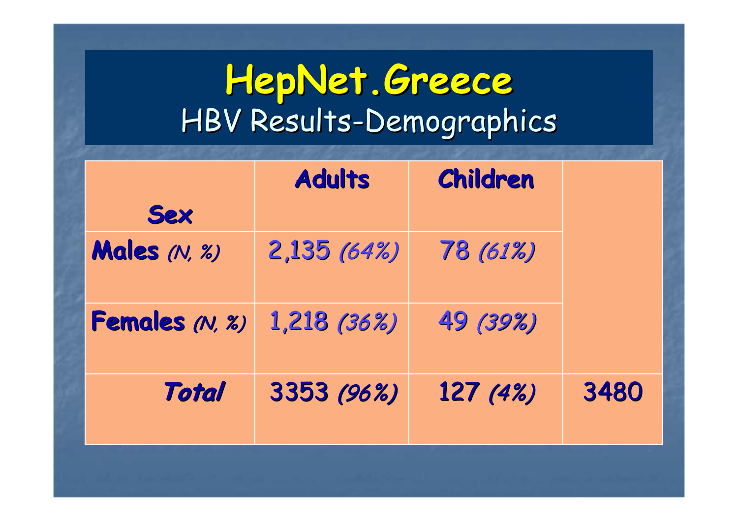# HepNet.Greece

## HBV Results-Demographics

| Sex | Adults | Children | |
|---|---|---|---|
| **Males** *(N, %)* | 2,135 *(64%)* | 78 *(61%)* | |
| **Females** *(N, %)* | 1,218 *(36%)* | 49 *(39%)* | |
| ***Total*** | 3353 *(96%)* | 127 *(4%)* | 3480 |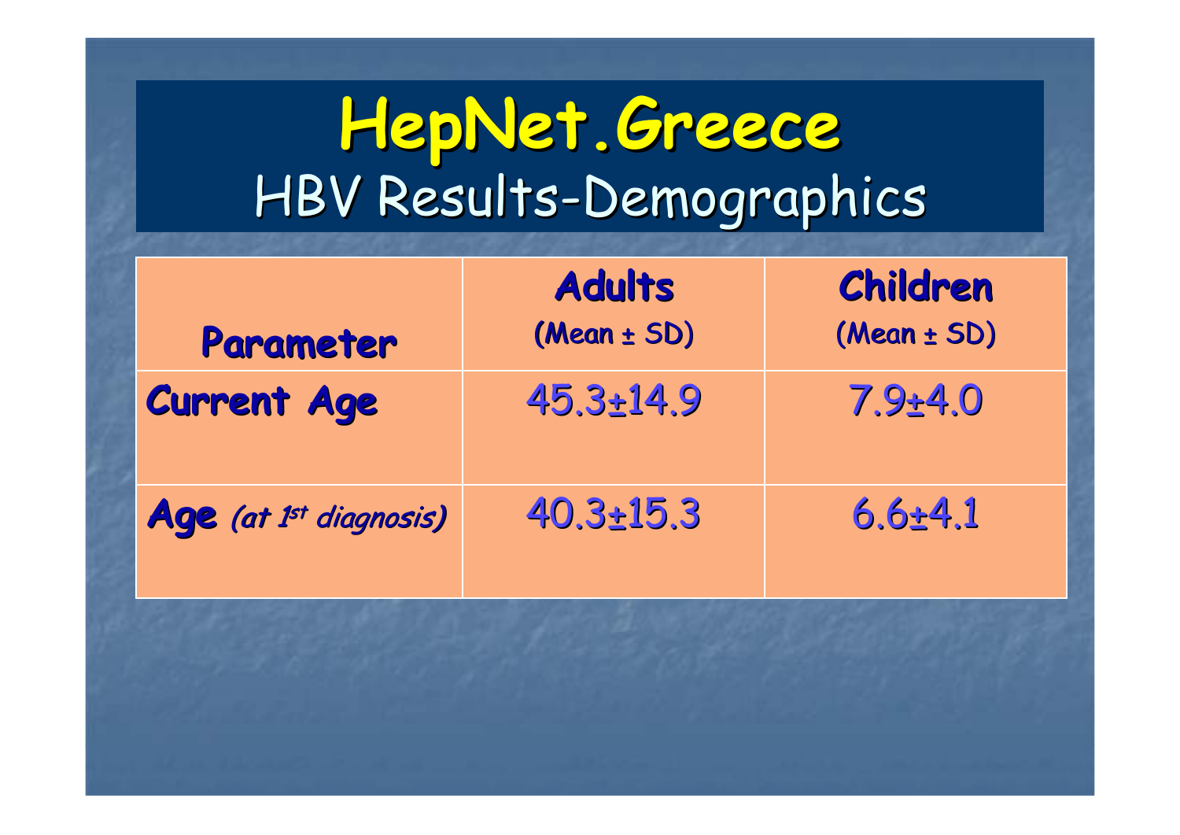# HepNet.Greece

## HBV Results-Demographics

| Parameter | Adults (Mean ± SD) | Children (Mean ± SD) |
|---|---|---|
| **Current Age** | 45.3±14.9 | 7.9±4.0 |
| **Age** *(at 1st diagnosis)* | 40.3±15.3 | 6.6±4.1 |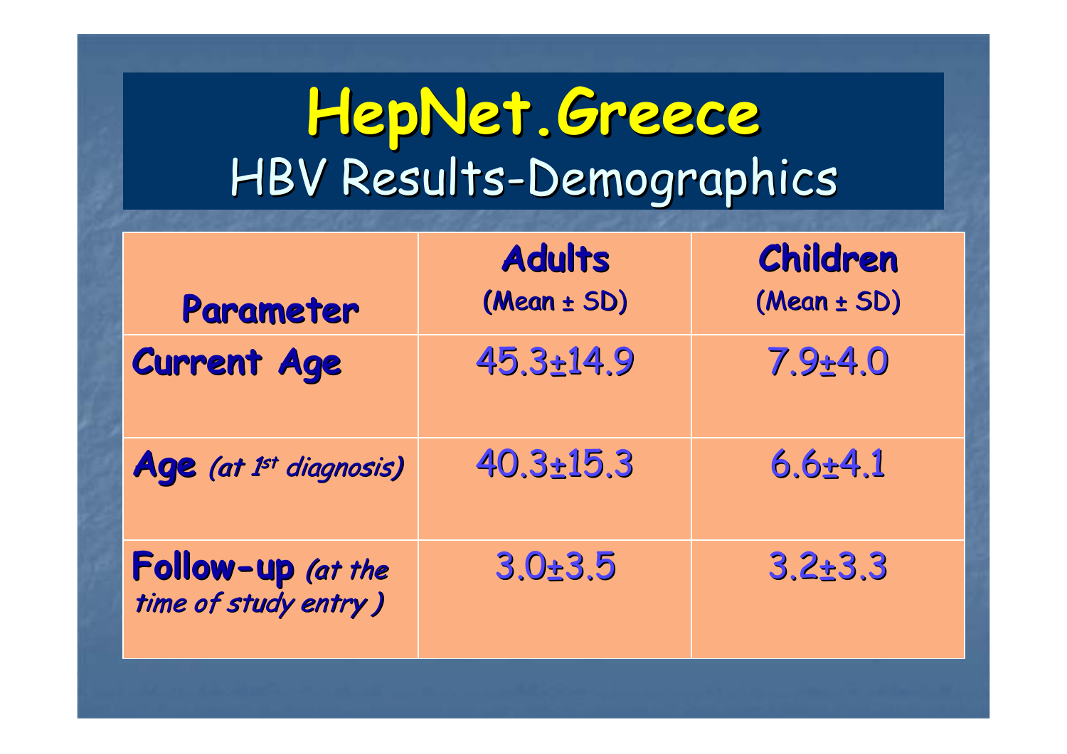# HepNet.Greece

## HBV Results-Demographics

| Parameter | Adults (Mean ± SD) | Children (Mean ± SD) |
|---|---|---|
| **Current Age** | 45.3±14.9 | 7.9±4.0 |
| **Age** *(at 1st diagnosis)* | 40.3±15.3 | 6.6±4.1 |
| **Follow-up** *(at the time of study entry )* | 3.0±3.5 | 3.2±3.3 |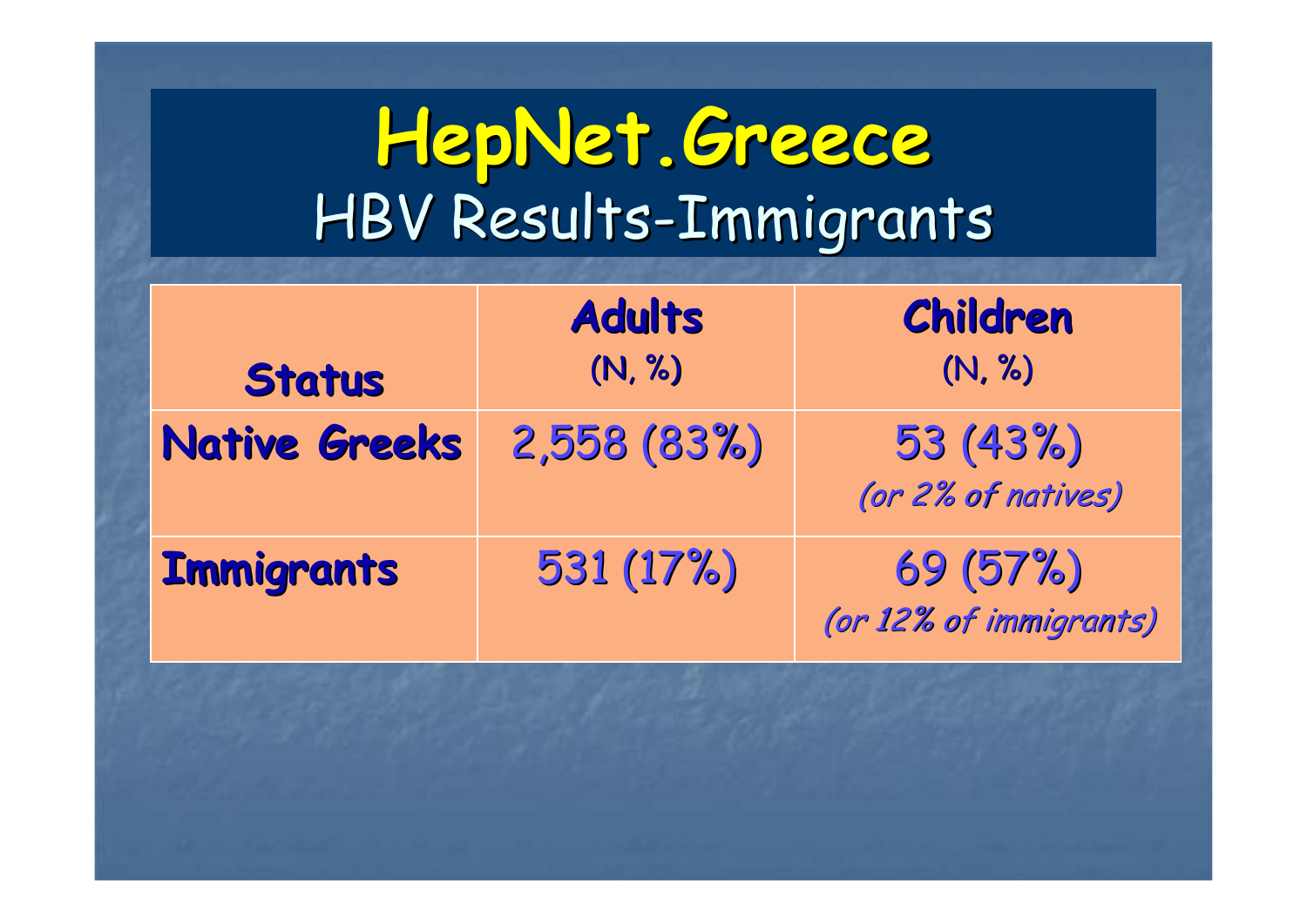# HepNet.Greece

## HBV Results-Immigrants

| Status | **Adults** (N, %) | **Children** (N, %) |
|---|---|---|
| **Native Greeks** | 2,558 (83%) | 53 (43%) *(or 2% of natives)* |
| **Immigrants** | 531 (17%) | 69 (57%) *(or 12% of immigrants)* |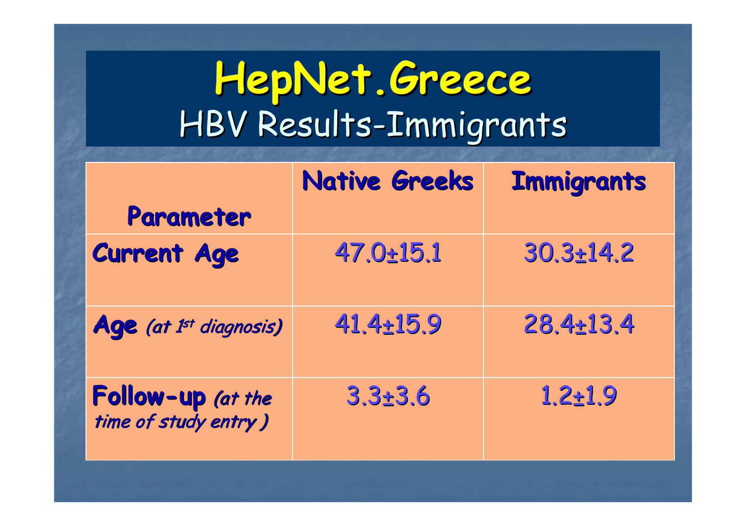# HepNet.Greece

## HBV Results-Immigrants

| Parameter | Native Greeks | Immigrants |
|---|---|---|
| **Current Age** | 47.0±15.1 | 30.3±14.2 |
| **Age** *(at 1st diagnosis)* | 41.4±15.9 | 28.4±13.4 |
| **Follow-up** *(at the time of study entry )* | 3.3±3.6 | 1.2±1.9 |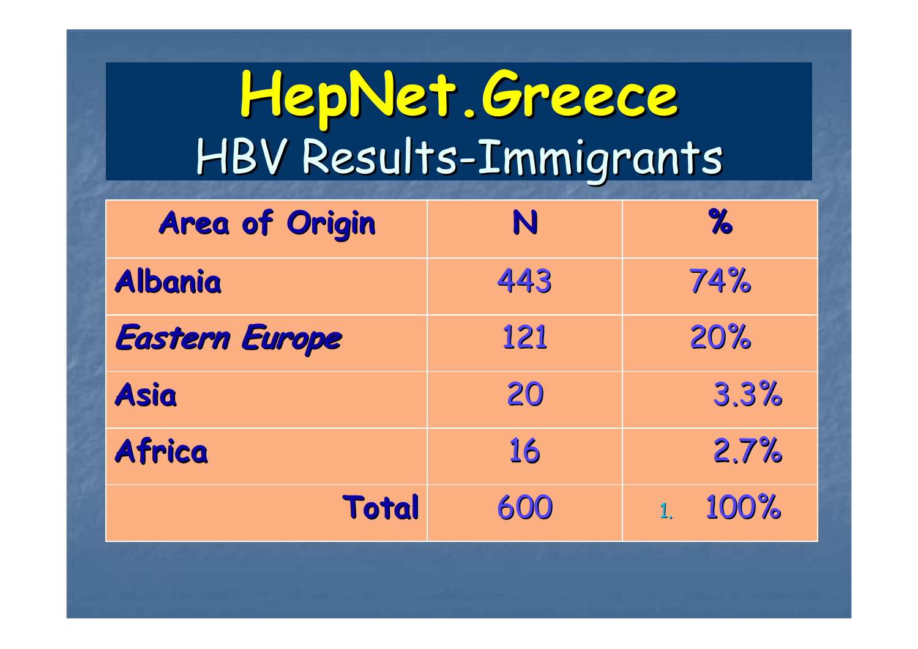# HepNet.Greece

## HBV Results-Immigrants

| Area of Origin | N | % |
|---|---|---|
| **Albania** | 443 | 74% |
| ***Eastern Europe*** | 121 | 20% |
| **Asia** | 20 | 3.3% |
| **Africa** | 16 | 2.7% |
| **Total** | 600 | 1. 100% |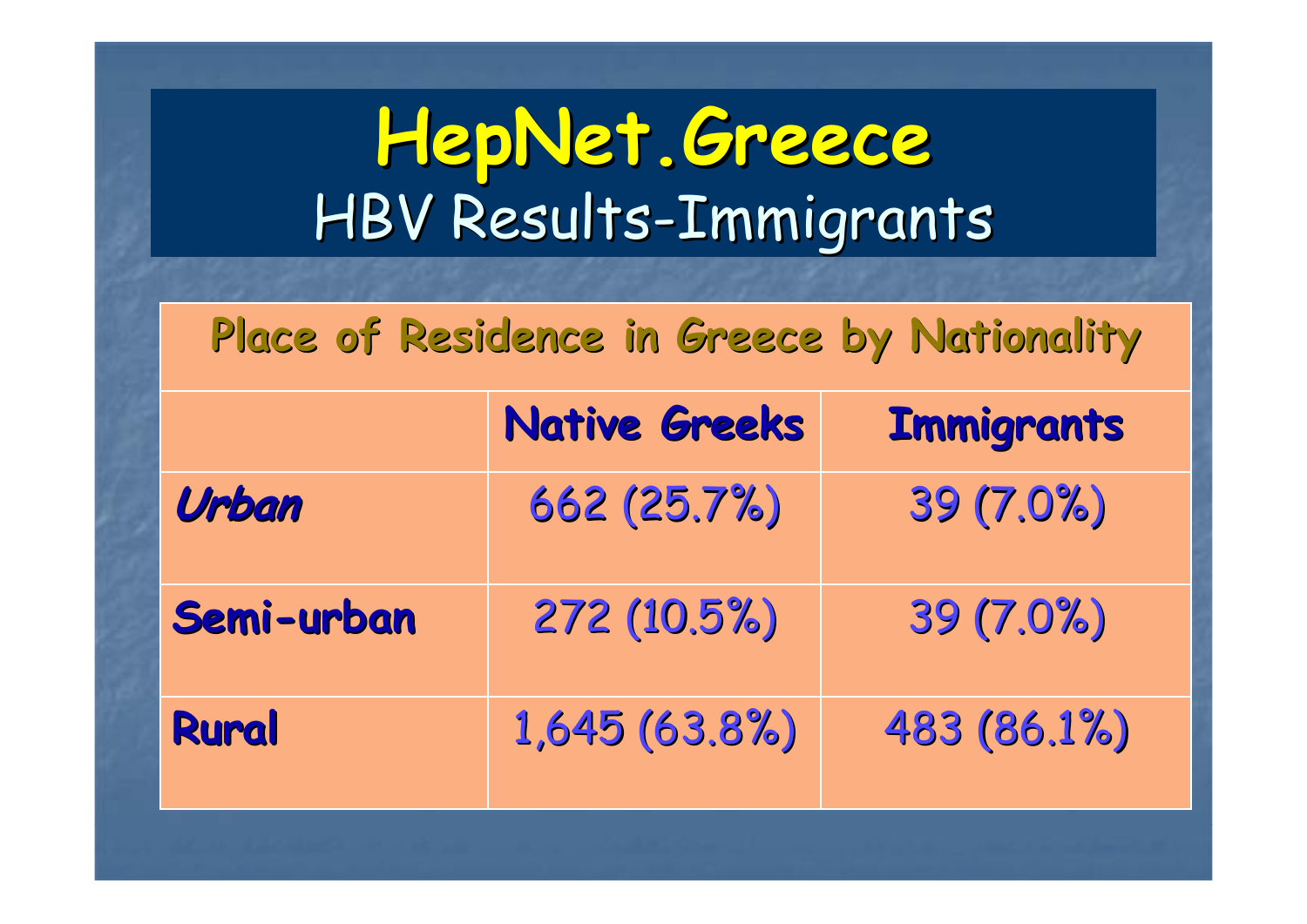# HepNet.Greece

## HBV Results-Immigrants

| Place of Residence in Greece by Nationality | | |
|---|---|---|
| | **Native Greeks** | **Immigrants** |
| ***Urban*** | 662 (25.7%) | 39 (7.0%) |
| **Semi-urban** | 272 (10.5%) | 39 (7.0%) |
| **Rural** | 1,645 (63.8%) | 483 (86.1%) |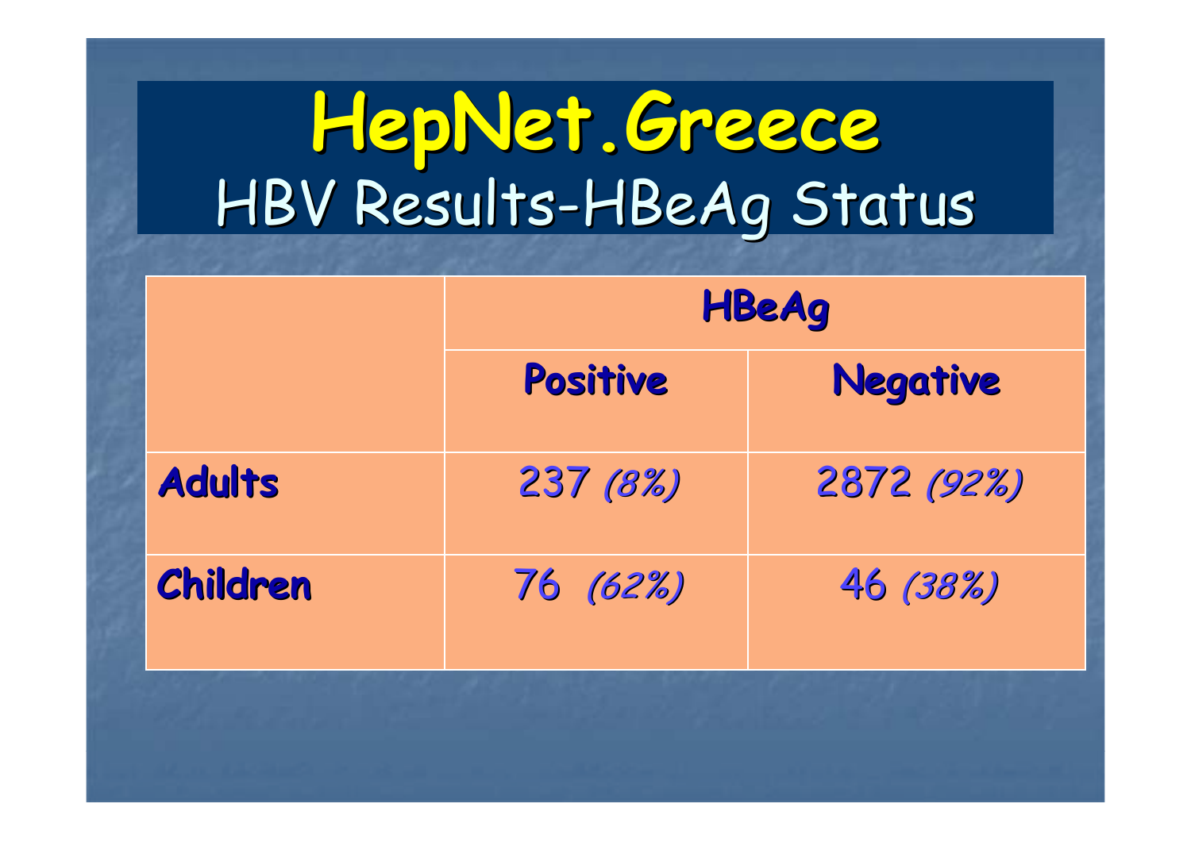# HepNet.Greece

## HBV Results-HBeAg Status

| | HBeAg | |
|---|---|---|
| | **Positive** | **Negative** |
| **Adults** | 237 *(8%)* | 2872 *(92%)* |
| **Children** | 76 *(62%)* | 46 *(38%)* |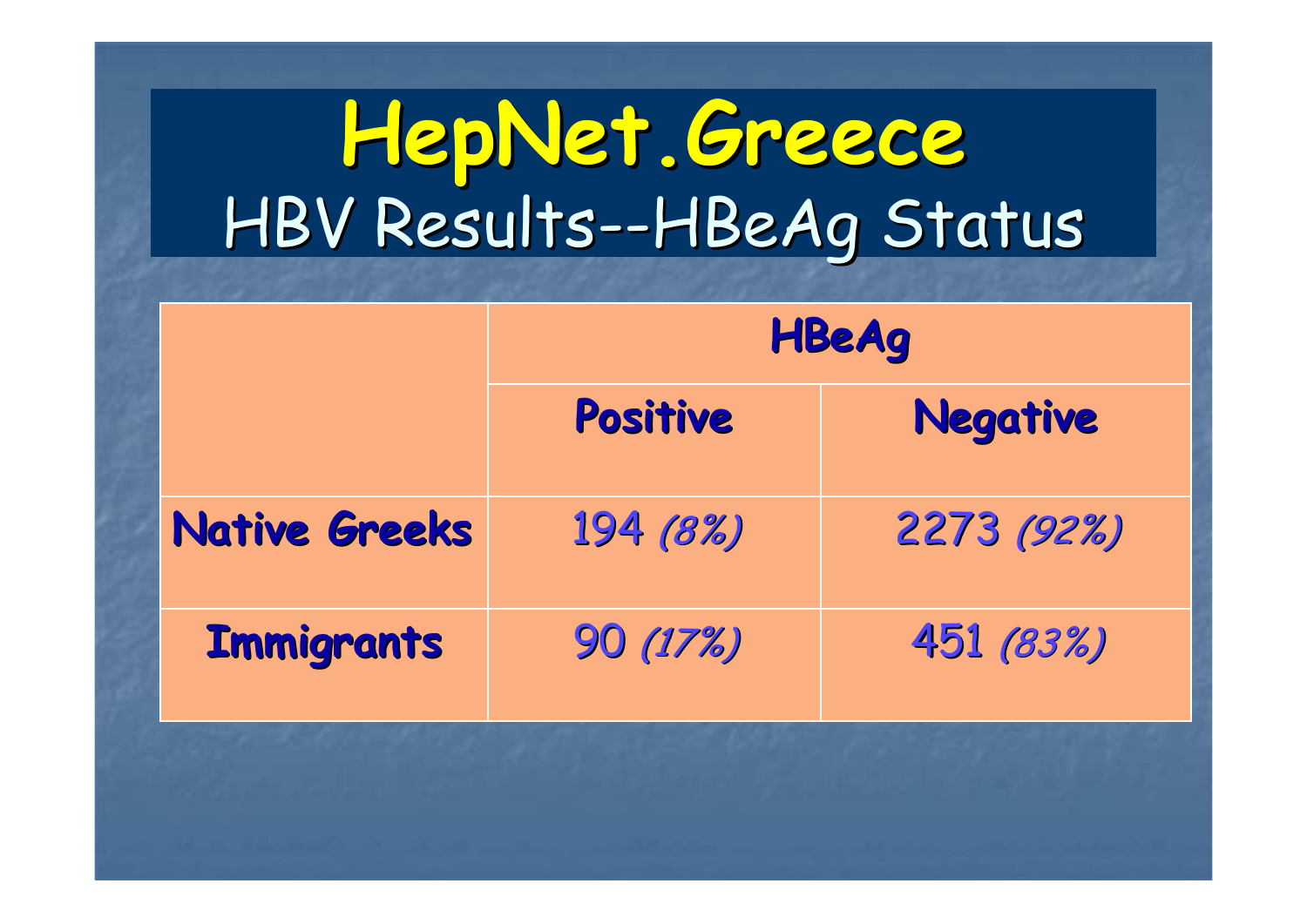# HepNet.Greece

## HBV Results--HBeAg Status

| | HBeAg | |
|---|---|---|
| | **Positive** | **Negative** |
| **Native Greeks** | 194 *(8%)* | 2273 *(92%)* |
| **Immigrants** | 90 *(17%)* | 451 *(83%)* |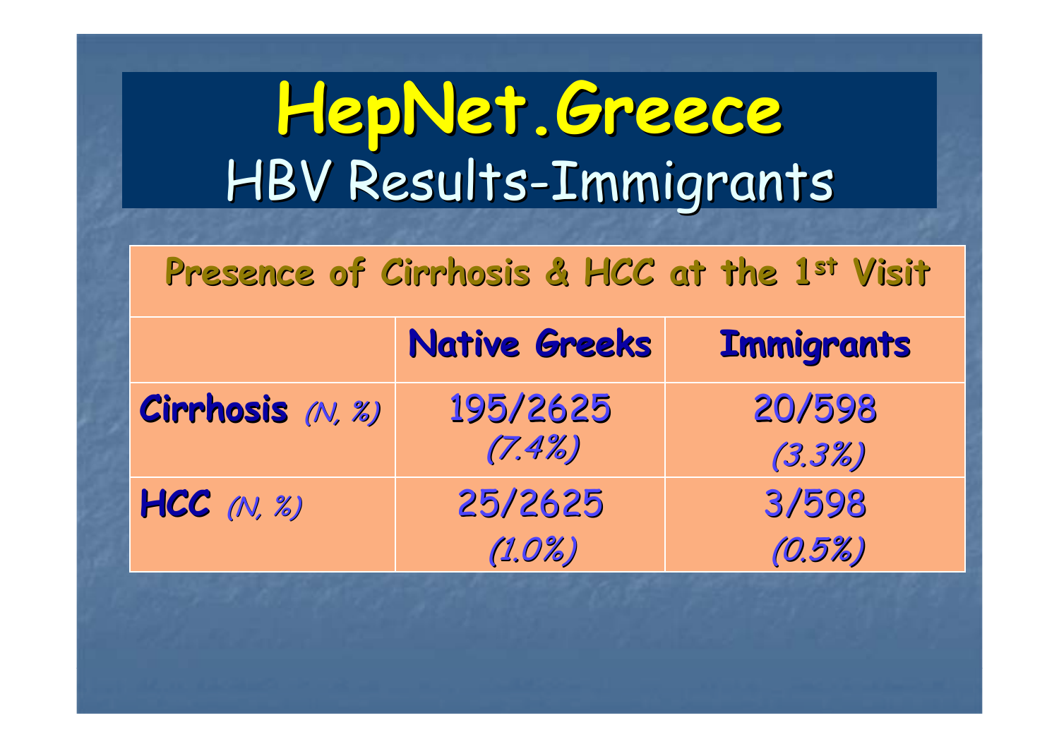# HepNet.Greece

## HBV Results-Immigrants

| Presence of Cirrhosis & HCC at the 1st Visit | | |
|---|---|---|
| | **Native Greeks** | **Immigrants** |
| **Cirrhosis** *(N, %)* | 195/2625 *(7.4%)* | 20/598 *(3.3%)* |
| **HCC** *(N, %)* | 25/2625 *(1.0%)* | 3/598 *(0.5%)* |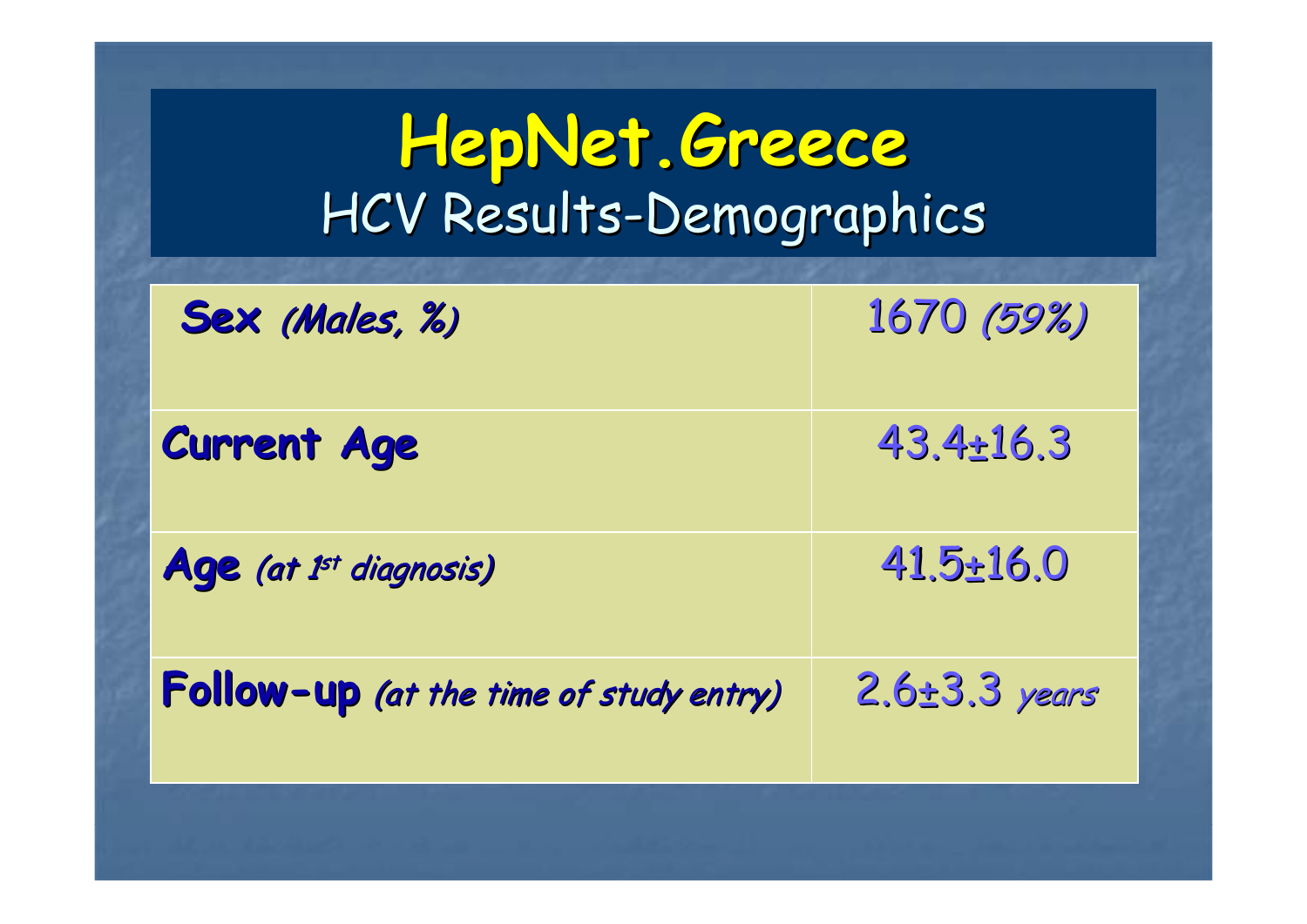# HepNet.Greece
## HCV Results-Demographics

| | |
|---|---|
| **Sex** ***(Males, %)*** | 1670 *(59%)* |
| **Current Age** | 43.4±16.3 |
| **Age** ***(at 1st diagnosis)*** | 41.5±16.0 |
| **Follow-up** ***(at the time of study entry)*** | 2.6±3.3 *years* |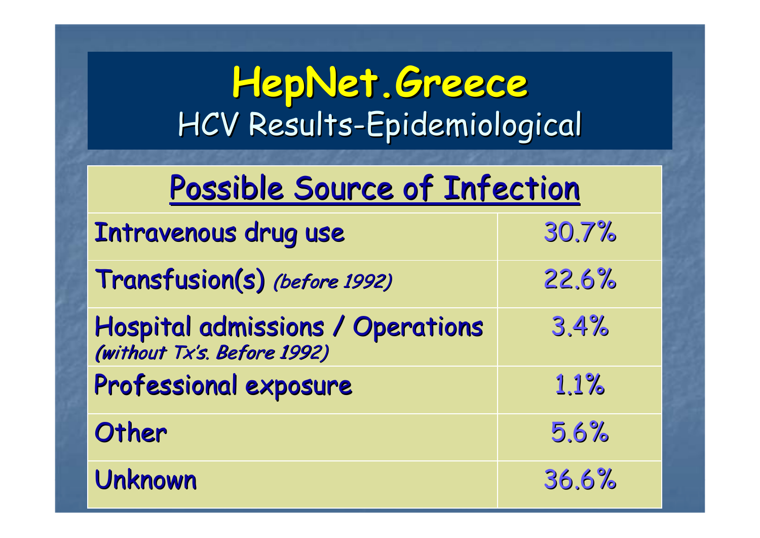# HepNet.Greece

## HCV Results-Epidemiological

| Possible Source of Infection | |
|---|---|
| Intravenous drug use | 30.7% |
| Transfusion(s) *(before 1992)* | 22.6% |
| Hospital admissions / Operations *(without Tx's. Before 1992)* | 3.4% |
| Professional exposure | 1.1% |
| Other | 5.6% |
| Unknown | 36.6% |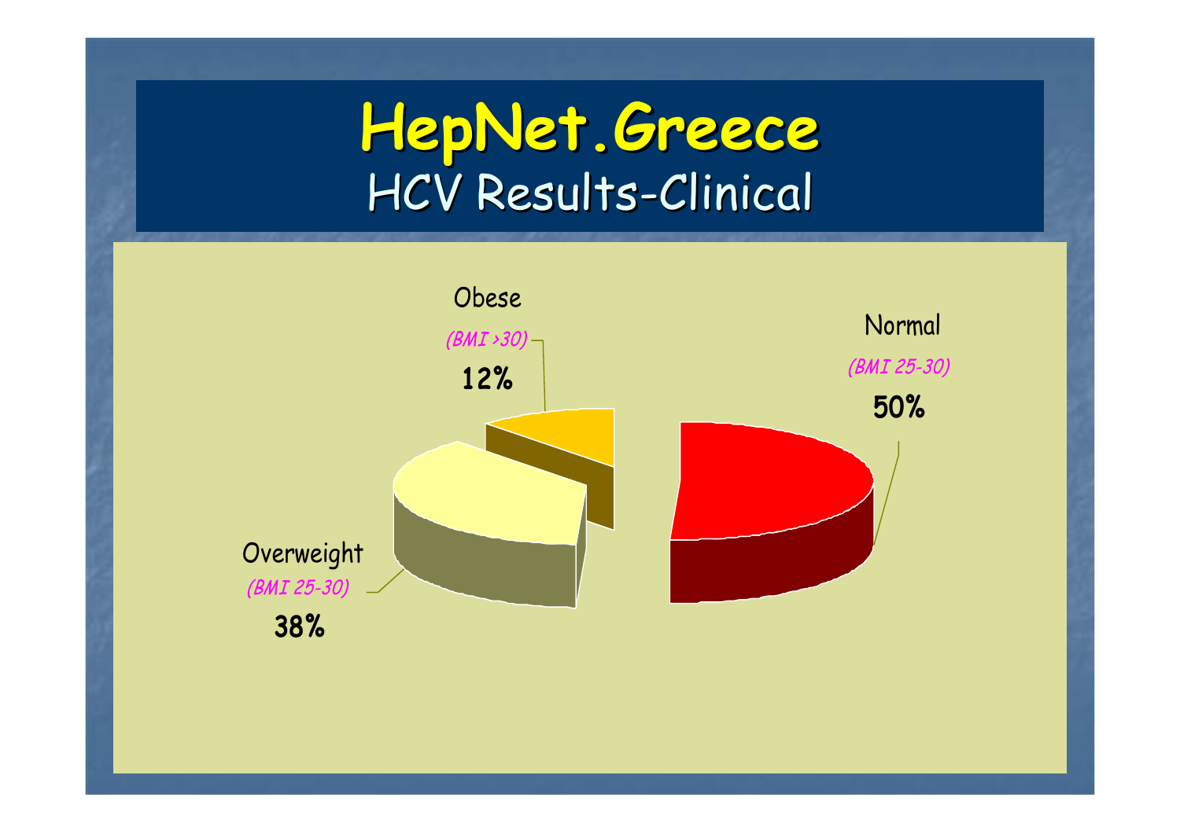# HepNet.Greece

## HCV Results-Clinical

Obese
*(BMI >30)*
**12%**

Normal
*(BMI 25-30)*
**50%**

Overweight
*(BMI 25-30)*
**38%**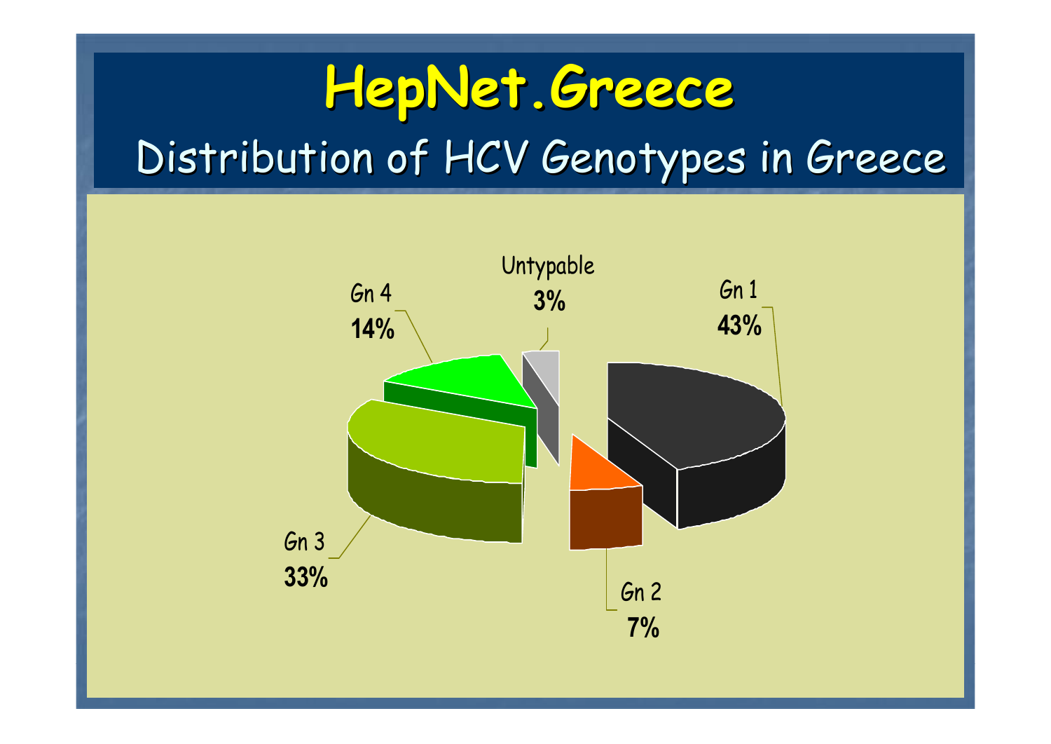# HepNet.Greece

## Distribution of HCV Genotypes in Greece

| Genotype | Percentage |
| --- | --- |
| Gn 1 | 43% |
| Gn 2 | 7% |
| Gn 3 | 33% |
| Gn 4 | 14% |
| Untypable | 3% |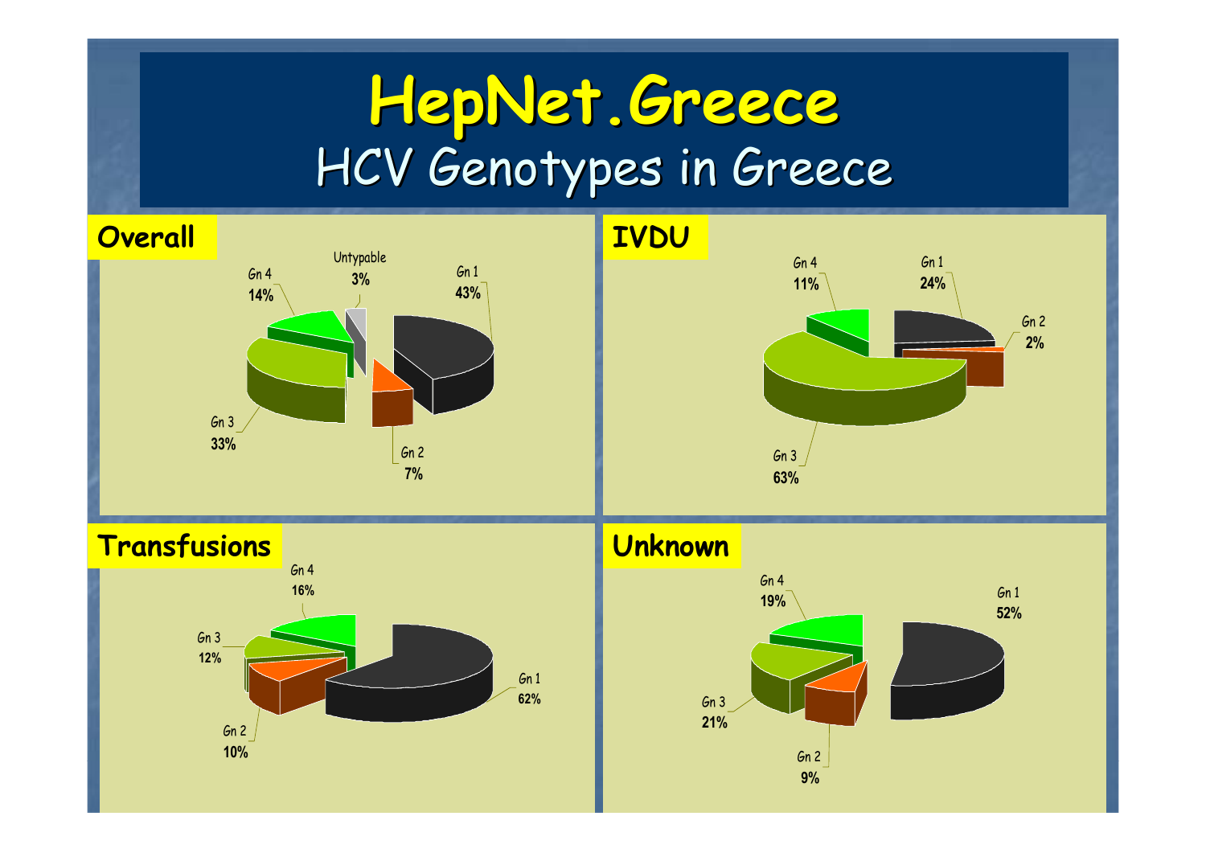# HepNet.Greece

## HCV Genotypes in Greece

### Overall

- Gn 1: 43%
- Gn 2: 7%
- Gn 3: 33%
- Gn 4: 14%
- Untypable: 3%

### IVDU

- Gn 1: 24%
- Gn 2: 2%
- Gn 3: 63%
- Gn 4: 11%

### Transfusions

- Gn 1: 62%
- Gn 2: 10%
- Gn 3: 12%
- Gn 4: 16%

### Unknown

- Gn 1: 52%
- Gn 2: 9%
- Gn 3: 21%
- Gn 4: 19%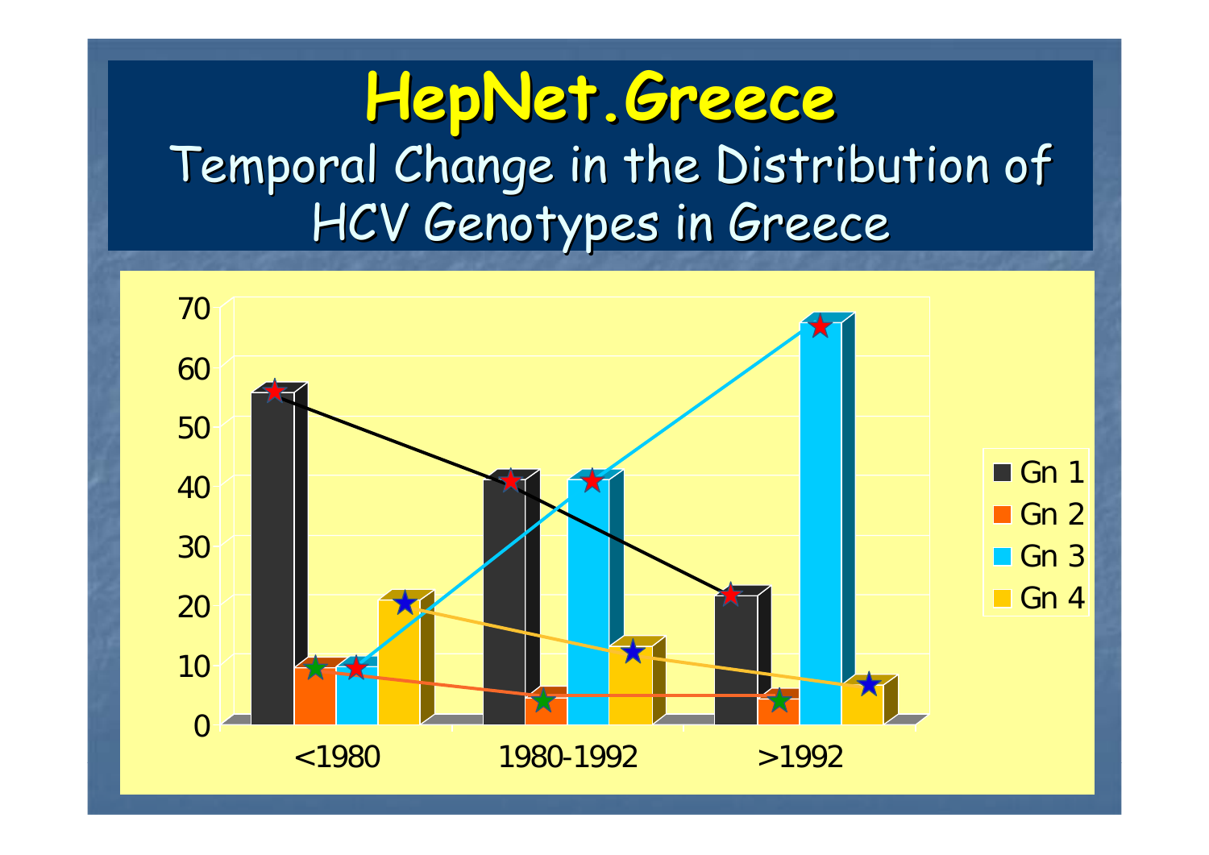# HepNet.Greece

## Temporal Change in the Distribution of HCV Genotypes in Greece

| | <1980 | 1980-1992 | >1992 |
|---|---|---|---|
| Gn 1 | 55 | 40 | 21 |
| Gn 2 | 9 | 4 | 4 |
| Gn 3 | 9 | 40 | 67 |
| Gn 4 | 20 | 12 | 6 |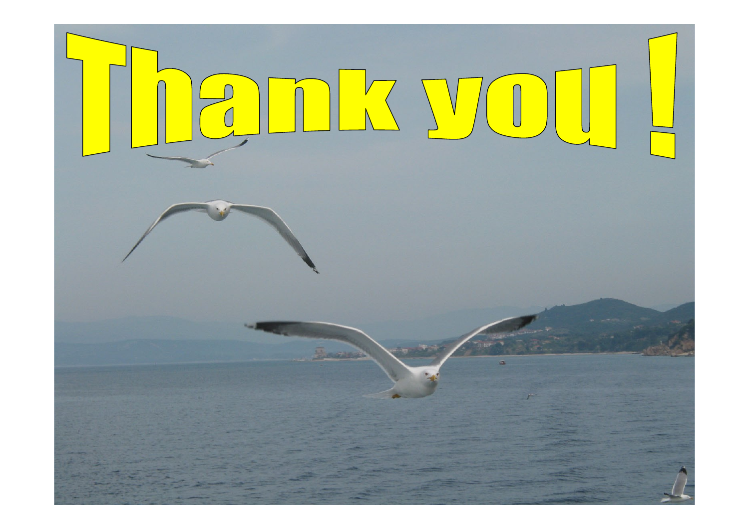# Thank you !